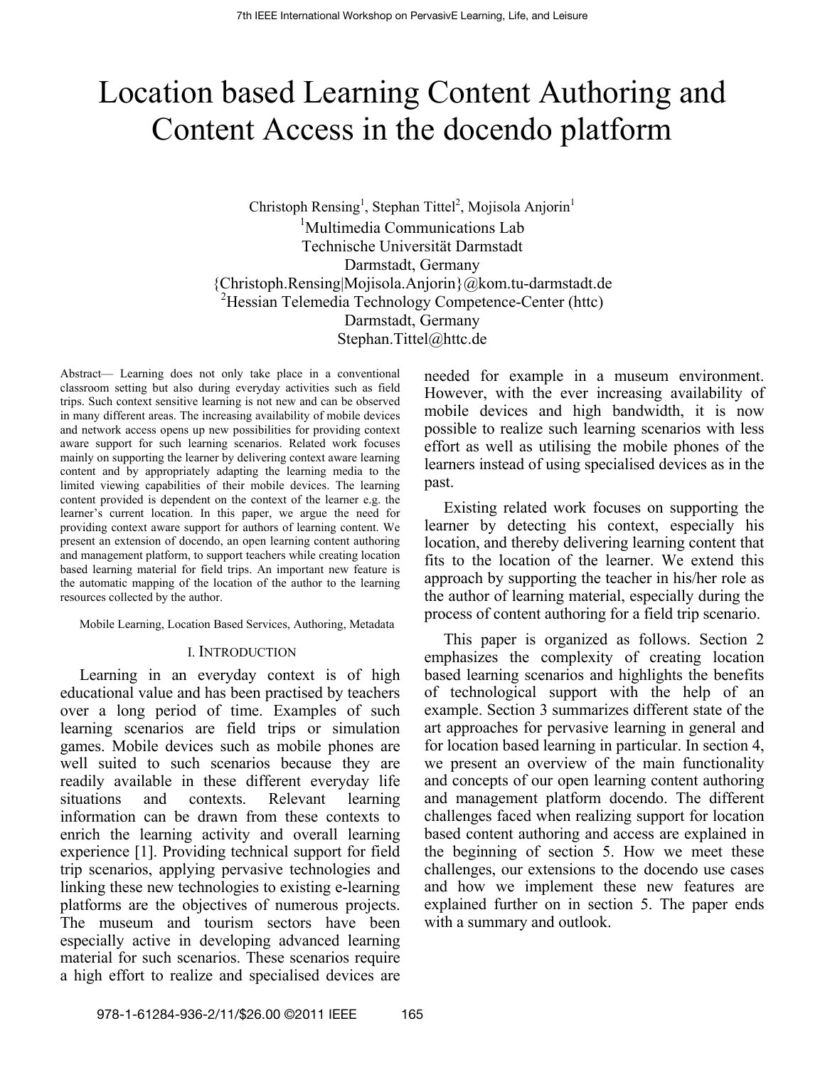# Location based Learning Content Authoring and Content Access in the docendo platform

Christoph Rensing[1], Stephan Tittel[2], Mojisola Anjorin[1]

[1]Multimedia Communications Lab
Technische Universität Darmstadt
Darmstadt, Germany
{Christoph.Rensing|Mojisola.Anjorin}@kom.tu-darmstadt.de

[2]Hessian Telemedia Technology Competence-Center (httc)
Darmstadt, Germany
Stephan.Tittel@httc.de

*Abstract*— Learning does not only take place in a conventional classroom setting but also during everyday activities such as field trips. Such context sensitive learning is not new and can be observed in many different areas. The increasing availability of mobile devices and network access opens up new possibilities for providing context aware support for such learning scenarios. Related work focuses mainly on supporting the learner by delivering context aware learning content and by appropriately adapting the learning media to the limited viewing capabilities of their mobile devices. The learning content provided is dependent on the context of the learner e.g. the learner's current location. In this paper, we argue the need for providing context aware support for authors of learning content. We present an extension of docendo, an open learning content authoring and management platform, to support teachers while creating location based learning material for field trips. An important new feature is the automatic mapping of the location of the author to the learning resources collected by the author.

*Mobile Learning, Location Based Services, Authoring, Metadata*

## I. Introduction

Learning in an everyday context is of high educational value and has been practised by teachers over a long period of time. Examples of such learning scenarios are field trips or simulation games. Mobile devices such as mobile phones are well suited to such scenarios because they are readily available in these different everyday life situations and contexts. Relevant learning information can be drawn from these contexts to enrich the learning activity and overall learning experience [1]. Providing technical support for field trip scenarios, applying pervasive technologies and linking these new technologies to existing e-learning platforms are the objectives of numerous projects. The museum and tourism sectors have been especially active in developing advanced learning material for such scenarios. These scenarios require a high effort to realize and specialised devices are needed for example in a museum environment. However, with the ever increasing availability of mobile devices and high bandwidth, it is now possible to realize such learning scenarios with less effort as well as utilising the mobile phones of the learners instead of using specialised devices as in the past.

Existing related work focuses on supporting the learner by detecting his context, especially his location, and thereby delivering learning content that fits to the location of the learner. We extend this approach by supporting the teacher in his/her role as the author of learning material, especially during the process of content authoring for a field trip scenario.

This paper is organized as follows. Section 2 emphasizes the complexity of creating location based learning scenarios and highlights the benefits of technological support with the help of an example. Section 3 summarizes different state of the art approaches for pervasive learning in general and for location based learning in particular. In section 4, we present an overview of the main functionality and concepts of our open learning content authoring and management platform docendo. The different challenges faced when realizing support for location based content authoring and access are explained in the beginning of section 5. How we meet these challenges, our extensions to the docendo use cases and how we implement these new features are explained further on in section 5. The paper ends with a summary and outlook.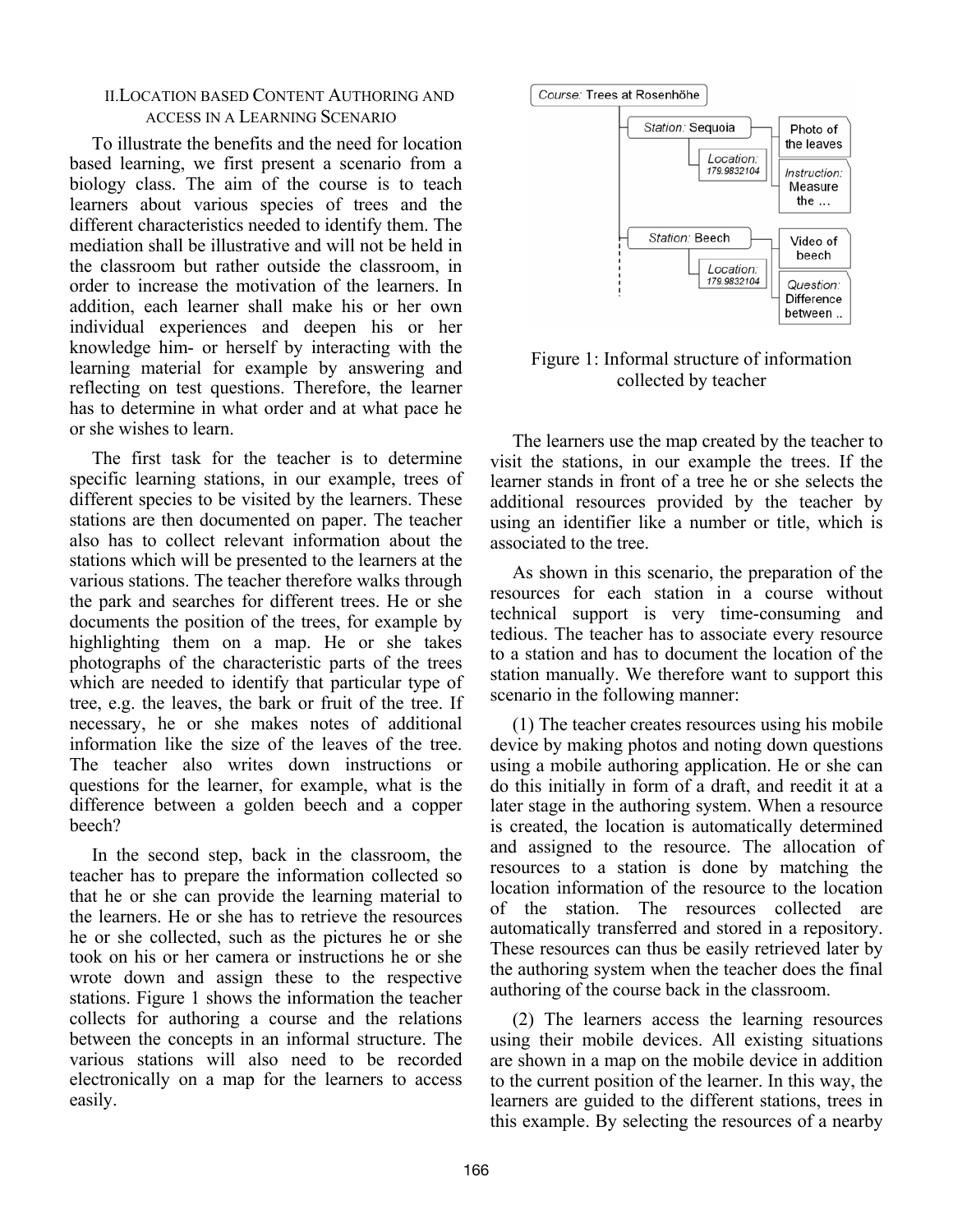## II. Location Based Content Authoring and Access in a Learning Scenario

To illustrate the benefits and the need for location based learning, we first present a scenario from a biology class. The aim of the course is to teach learners about various species of trees and the different characteristics needed to identify them. The mediation shall be illustrative and will not be held in the classroom but rather outside the classroom, in order to increase the motivation of the learners. In addition, each learner shall make his or her own individual experiences and deepen his or her knowledge him- or herself by interacting with the learning material for example by answering and reflecting on test questions. Therefore, the learner has to determine in what order and at what pace he or she wishes to learn.

The first task for the teacher is to determine specific learning stations, in our example, trees of different species to be visited by the learners. These stations are then documented on paper. The teacher also has to collect relevant information about the stations which will be presented to the learners at the various stations. The teacher therefore walks through the park and searches for different trees. He or she documents the position of the trees, for example by highlighting them on a map. He or she takes photographs of the characteristic parts of the trees which are needed to identify that particular type of tree, e.g. the leaves, the bark or fruit of the tree. If necessary, he or she makes notes of additional information like the size of the leaves of the tree. The teacher also writes down instructions or questions for the learner, for example, what is the difference between a golden beech and a copper beech?

In the second step, back in the classroom, the teacher has to prepare the information collected so that he or she can provide the learning material to the learners. He or she has to retrieve the resources he or she collected, such as the pictures he or she took on his or her camera or instructions he or she wrote down and assign these to the respective stations. Figure 1 shows the information the teacher collects for authoring a course and the relations between the concepts in an informal structure. The various stations will also need to be recorded electronically on a map for the learners to access easily.

Course: Trees at Rosenhöhe
Station: Sequoia
Location: 179.9832104
Photo of the leaves
Instruction: Measure the ...
Station: Beech
Location: 179.9832104
Video of beech
Question: Difference between ..

Figure 1: Informal structure of information collected by teacher

The learners use the map created by the teacher to visit the stations, in our example the trees. If the learner stands in front of a tree he or she selects the additional resources provided by the teacher by using an identifier like a number or title, which is associated to the tree.

As shown in this scenario, the preparation of the resources for each station in a course without technical support is very time-consuming and tedious. The teacher has to associate every resource to a station and has to document the location of the station manually. We therefore want to support this scenario in the following manner:

(1) The teacher creates resources using his mobile device by making photos and noting down questions using a mobile authoring application. He or she can do this initially in form of a draft, and reedit it at a later stage in the authoring system. When a resource is created, the location is automatically determined and assigned to the resource. The allocation of resources to a station is done by matching the location information of the resource to the location of the station. The resources collected are automatically transferred and stored in a repository. These resources can thus be easily retrieved later by the authoring system when the teacher does the final authoring of the course back in the classroom.

(2) The learners access the learning resources using their mobile devices. All existing situations are shown in a map on the mobile device in addition to the current position of the learner. In this way, the learners are guided to the different stations, trees in this example. By selecting the resources of a nearby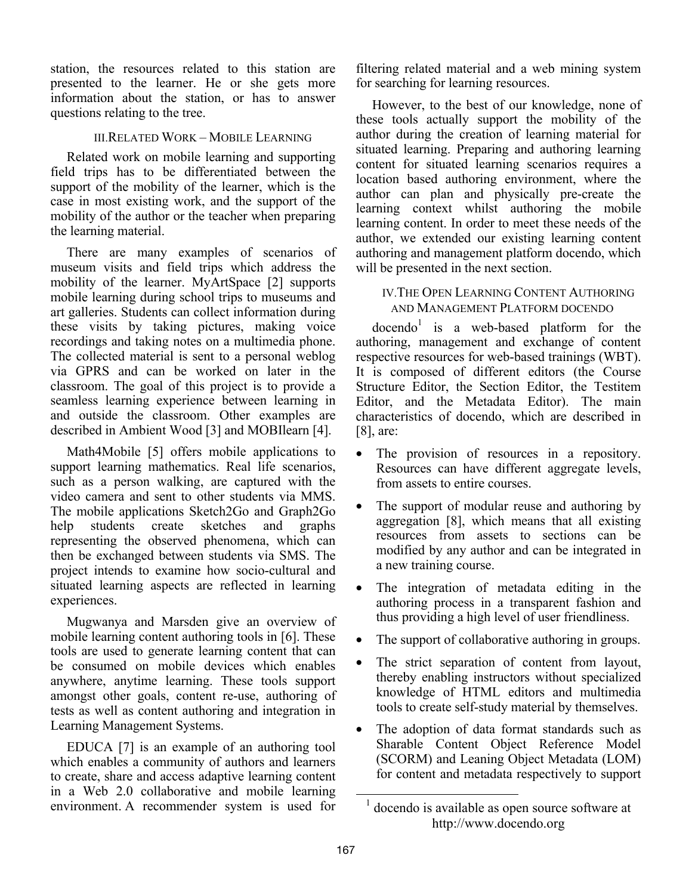station, the resources related to this station are presented to the learner. He or she gets more information about the station, or has to answer questions relating to the tree.

## III. Related Work – Mobile Learning

Related work on mobile learning and supporting field trips has to be differentiated between the support of the mobility of the learner, which is the case in most existing work, and the support of the mobility of the author or the teacher when preparing the learning material.

There are many examples of scenarios of museum visits and field trips which address the mobility of the learner. MyArtSpace [2] supports mobile learning during school trips to museums and art galleries. Students can collect information during these visits by taking pictures, making voice recordings and taking notes on a multimedia phone. The collected material is sent to a personal weblog via GPRS and can be worked on later in the classroom. The goal of this project is to provide a seamless learning experience between learning in and outside the classroom. Other examples are described in Ambient Wood [3] and MOBIlearn [4].

Math4Mobile [5] offers mobile applications to support learning mathematics. Real life scenarios, such as a person walking, are captured with the video camera and sent to other students via MMS. The mobile applications Sketch2Go and Graph2Go help students create sketches and graphs representing the observed phenomena, which can then be exchanged between students via SMS. The project intends to examine how socio-cultural and situated learning aspects are reflected in learning experiences.

Mugwanya and Marsden give an overview of mobile learning content authoring tools in [6]. These tools are used to generate learning content that can be consumed on mobile devices which enables anywhere, anytime learning. These tools support amongst other goals, content re-use, authoring of tests as well as content authoring and integration in Learning Management Systems.

EDUCA [7] is an example of an authoring tool which enables a community of authors and learners to create, share and access adaptive learning content in a Web 2.0 collaborative and mobile learning environment. A recommender system is used for filtering related material and a web mining system for searching for learning resources.

However, to the best of our knowledge, none of these tools actually support the mobility of the author during the creation of learning material for situated learning. Preparing and authoring learning content for situated learning scenarios requires a location based authoring environment, where the author can plan and physically pre-create the learning context whilst authoring the mobile learning content. In order to meet these needs of the author, we extended our existing learning content authoring and management platform docendo, which will be presented in the next section.

## IV. The Open Learning Content Authoring and Management Platform docendo

docendo[1] is a web-based platform for the authoring, management and exchange of content respective resources for web-based trainings (WBT). It is composed of different editors (the Course Structure Editor, the Section Editor, the Testitem Editor, and the Metadata Editor). The main characteristics of docendo, which are described in [8], are:

- The provision of resources in a repository. Resources can have different aggregate levels, from assets to entire courses.
- The support of modular reuse and authoring by aggregation [8], which means that all existing resources from assets to sections can be modified by any author and can be integrated in a new training course.
- The integration of metadata editing in the authoring process in a transparent fashion and thus providing a high level of user friendliness.
- The support of collaborative authoring in groups.
- The strict separation of content from layout, thereby enabling instructors without specialized knowledge of HTML editors and multimedia tools to create self-study material by themselves.
- The adoption of data format standards such as Sharable Content Object Reference Model (SCORM) and Leaning Object Metadata (LOM) for content and metadata respectively to support

[1] docendo is available as open source software at http://www.docendo.org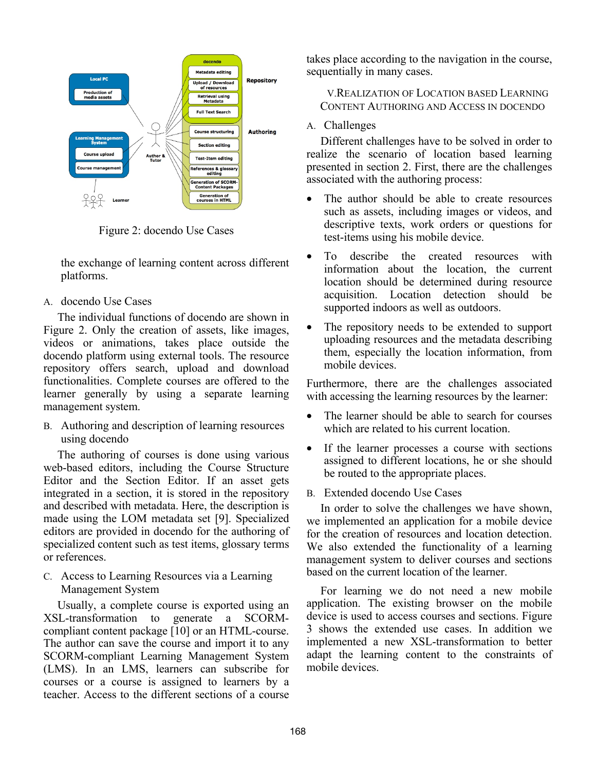Figure 2: docendo Use Cases

the exchange of learning content across different platforms.

### A. docendo Use Cases

The individual functions of docendo are shown in Figure 2. Only the creation of assets, like images, videos or animations, takes place outside the docendo platform using external tools. The resource repository offers search, upload and download functionalities. Complete courses are offered to the learner generally by using a separate learning management system.

### B. Authoring and description of learning resources using docendo

The authoring of courses is done using various web-based editors, including the Course Structure Editor and the Section Editor. If an asset gets integrated in a section, it is stored in the repository and described with metadata. Here, the description is made using the LOM metadata set [9]. Specialized editors are provided in docendo for the authoring of specialized content such as test items, glossary terms or references.

### C. Access to Learning Resources via a Learning Management System

Usually, a complete course is exported using an XSL-transformation to generate a SCORM-compliant content package [10] or an HTML-course. The author can save the course and import it to any SCORM-compliant Learning Management System (LMS). In an LMS, learners can subscribe for courses or a course is assigned to learners by a teacher. Access to the different sections of a course takes place according to the navigation in the course, sequentially in many cases.

## V. Realization of Location based Learning Content Authoring and Access in docendo

### A. Challenges

Different challenges have to be solved in order to realize the scenario of location based learning presented in section 2. First, there are the challenges associated with the authoring process:

- The author should be able to create resources such as assets, including images or videos, and descriptive texts, work orders or questions for test-items using his mobile device.
- To describe the created resources with information about the location, the current location should be determined during resource acquisition. Location detection should be supported indoors as well as outdoors.
- The repository needs to be extended to support uploading resources and the metadata describing them, especially the location information, from mobile devices.

Furthermore, there are the challenges associated with accessing the learning resources by the learner:

- The learner should be able to search for courses which are related to his current location.
- If the learner processes a course with sections assigned to different locations, he or she should be routed to the appropriate places.

### B. Extended docendo Use Cases

In order to solve the challenges we have shown, we implemented an application for a mobile device for the creation of resources and location detection. We also extended the functionality of a learning management system to deliver courses and sections based on the current location of the learner.

For learning we do not need a new mobile application. The existing browser on the mobile device is used to access courses and sections. Figure 3 shows the extended use cases. In addition we implemented a new XSL-transformation to better adapt the learning content to the constraints of mobile devices.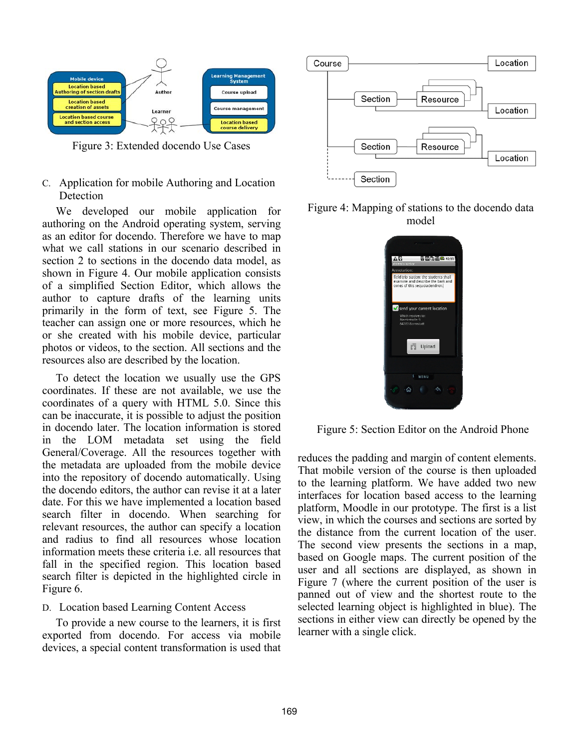Figure 3: Extended docendo Use Cases

### C. Application for mobile Authoring and Location Detection

We developed our mobile application for authoring on the Android operating system, serving as an editor for docendo. Therefore we have to map what we call stations in our scenario described in section 2 to sections in the docendo data model, as shown in Figure 4. Our mobile application consists of a simplified Section Editor, which allows the author to capture drafts of the learning units primarily in the form of text, see Figure 5. The teacher can assign one or more resources, which he or she created with his mobile device, particular photos or videos, to the section. All sections and the resources also are described by the location.

To detect the location we usually use the GPS coordinates. If these are not available, we use the coordinates of a query with HTML 5.0. Since this can be inaccurate, it is possible to adjust the position in docendo later. The location information is stored in the LOM metadata set using the field General/Coverage. All the resources together with the metadata are uploaded from the mobile device into the repository of docendo automatically. Using the docendo editors, the author can revise it at a later date. For this we have implemented a location based search filter in docendo. When searching for relevant resources, the author can specify a location and radius to find all resources whose location information meets these criteria i.e. all resources that fall in the specified region. This location based search filter is depicted in the highlighted circle in Figure 6.

### D. Location based Learning Content Access

To provide a new course to the learners, it is first exported from docendo. For access via mobile devices, a special content transformation is used that reduces the padding and margin of content elements. That mobile version of the course is then uploaded to the learning platform. We have added two new interfaces for location based access to the learning platform, Moodle in our prototype. The first is a list view, in which the courses and sections are sorted by the distance from the current location of the user. The second view presents the sections in a map, based on Google maps. The current position of the user and all sections are displayed, as shown in Figure 7 (where the current position of the user is panned out of view and the shortest route to the selected learning object is highlighted in blue). The sections in either view can directly be opened by the learner with a single click.

Figure 4: Mapping of stations to the docendo data model

Figure 5: Section Editor on the Android Phone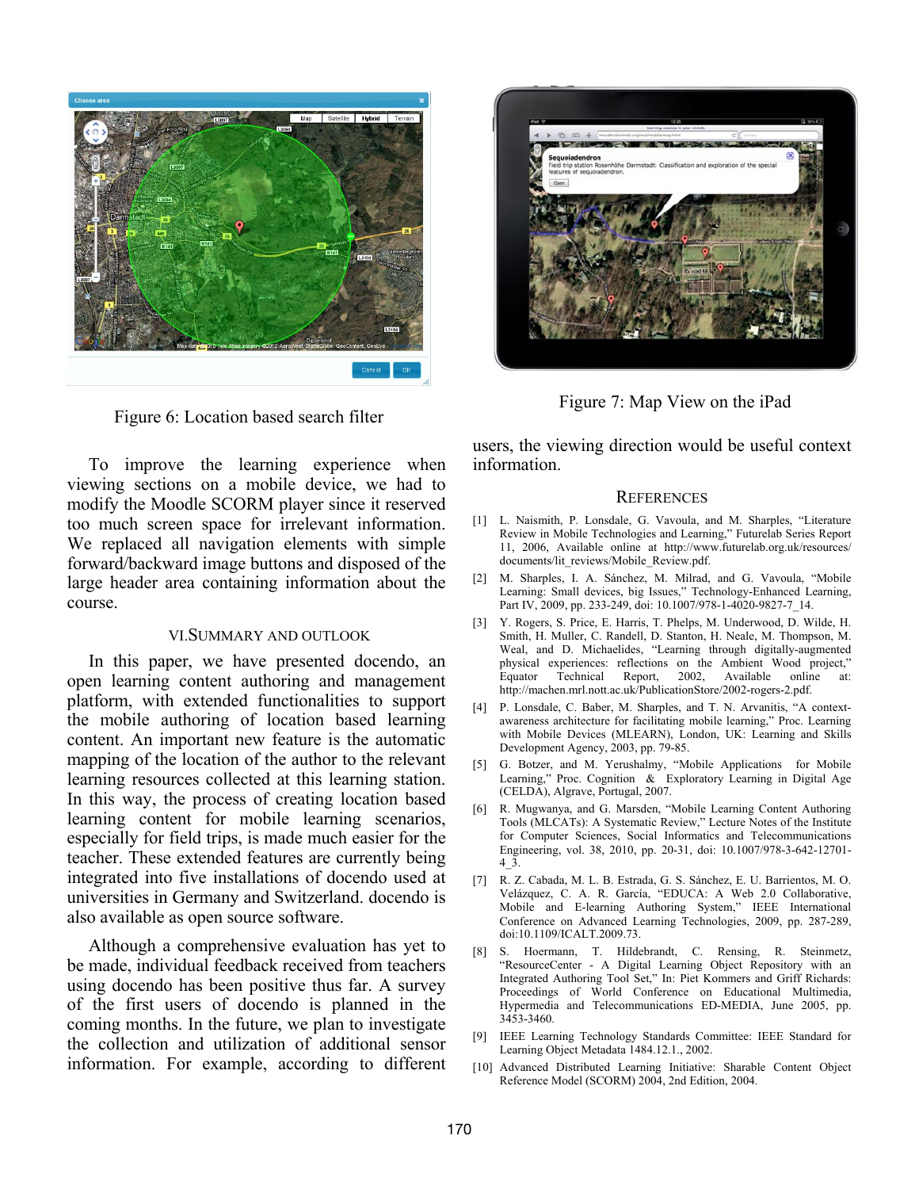Figure 6: Location based search filter

Figure 7: Map View on the iPad

To improve the learning experience when viewing sections on a mobile device, we had to modify the Moodle SCORM player since it reserved too much screen space for irrelevant information. We replaced all navigation elements with simple forward/backward image buttons and disposed of the large header area containing information about the course.

## VI. Summary and Outlook

In this paper, we have presented docendo, an open learning content authoring and management platform, with extended functionalities to support the mobile authoring of location based learning content. An important new feature is the automatic mapping of the location of the author to the relevant learning resources collected at this learning station. In this way, the process of creating location based learning content for mobile learning scenarios, especially for field trips, is made much easier for the teacher. These extended features are currently being integrated into five installations of docendo used at universities in Germany and Switzerland. docendo is also available as open source software.

Although a comprehensive evaluation has yet to be made, individual feedback received from teachers using docendo has been positive thus far. A survey of the first users of docendo is planned in the coming months. In the future, we plan to investigate the collection and utilization of additional sensor information. For example, according to different users, the viewing direction would be useful context information.

## References

[1] L. Naismith, P. Lonsdale, G. Vavoula, and M. Sharples, "Literature Review in Mobile Technologies and Learning," Futurelab Series Report 11, 2006, Available online at http://www.futurelab.org.uk/resources/documents/lit_reviews/Mobile_Review.pdf.

[2] M. Sharples, I. A. Sánchez, M. Milrad, and G. Vavoula, "Mobile Learning: Small devices, big Issues," Technology-Enhanced Learning, Part IV, 2009, pp. 233-249, doi: 10.1007/978-1-4020-9827-7_14.

[3] Y. Rogers, S. Price, E. Harris, T. Phelps, M. Underwood, D. Wilde, H. Smith, H. Muller, C. Randell, D. Stanton, H. Neale, M. Thompson, M. Weal, and D. Michaelides, "Learning through digitally-augmented physical experiences: reflections on the Ambient Wood project," Equator Technical Report, 2002, Available online at: http://machen.mrl.nott.ac.uk/PublicationStore/2002-rogers-2.pdf.

[4] P. Lonsdale, C. Baber, M. Sharples, and T. N. Arvanitis, "A context-awareness architecture for facilitating mobile learning," Proc. Learning with Mobile Devices (MLEARN), London, UK: Learning and Skills Development Agency, 2003, pp. 79-85.

[5] G. Botzer, and M. Yerushalmy, "Mobile Applications for Mobile Learning," Proc. Cognition & Exploratory Learning in Digital Age (CELDA), Algrave, Portugal, 2007.

[6] R. Mugwanya, and G. Marsden, "Mobile Learning Content Authoring Tools (MLCATs): A Systematic Review," Lecture Notes of the Institute for Computer Sciences, Social Informatics and Telecommunications Engineering, vol. 38, 2010, pp. 20-31, doi: 10.1007/978-3-642-12701-4_3.

[7] R. Z. Cabada, M. L. B. Estrada, G. S. Sánchez, E. U. Barrientos, M. O. Velázquez, C. A. R. García, "EDUCA: A Web 2.0 Collaborative, Mobile and E-learning Authoring System," IEEE International Conference on Advanced Learning Technologies, 2009, pp. 287-289, doi:10.1109/ICALT.2009.73.

[8] S. Hoermann, T. Hildebrandt, C. Rensing, R. Steinmetz, "ResourceCenter - A Digital Learning Object Repository with an Integrated Authoring Tool Set," In: Piet Kommers and Griff Richards: Proceedings of World Conference on Educational Multimedia, Hypermedia and Telecommunications ED-MEDIA, June 2005, pp. 3453-3460.

[9] IEEE Learning Technology Standards Committee: IEEE Standard for Learning Object Metadata 1484.12.1., 2002.

[10] Advanced Distributed Learning Initiative: Sharable Content Object Reference Model (SCORM) 2004, 2nd Edition, 2004.